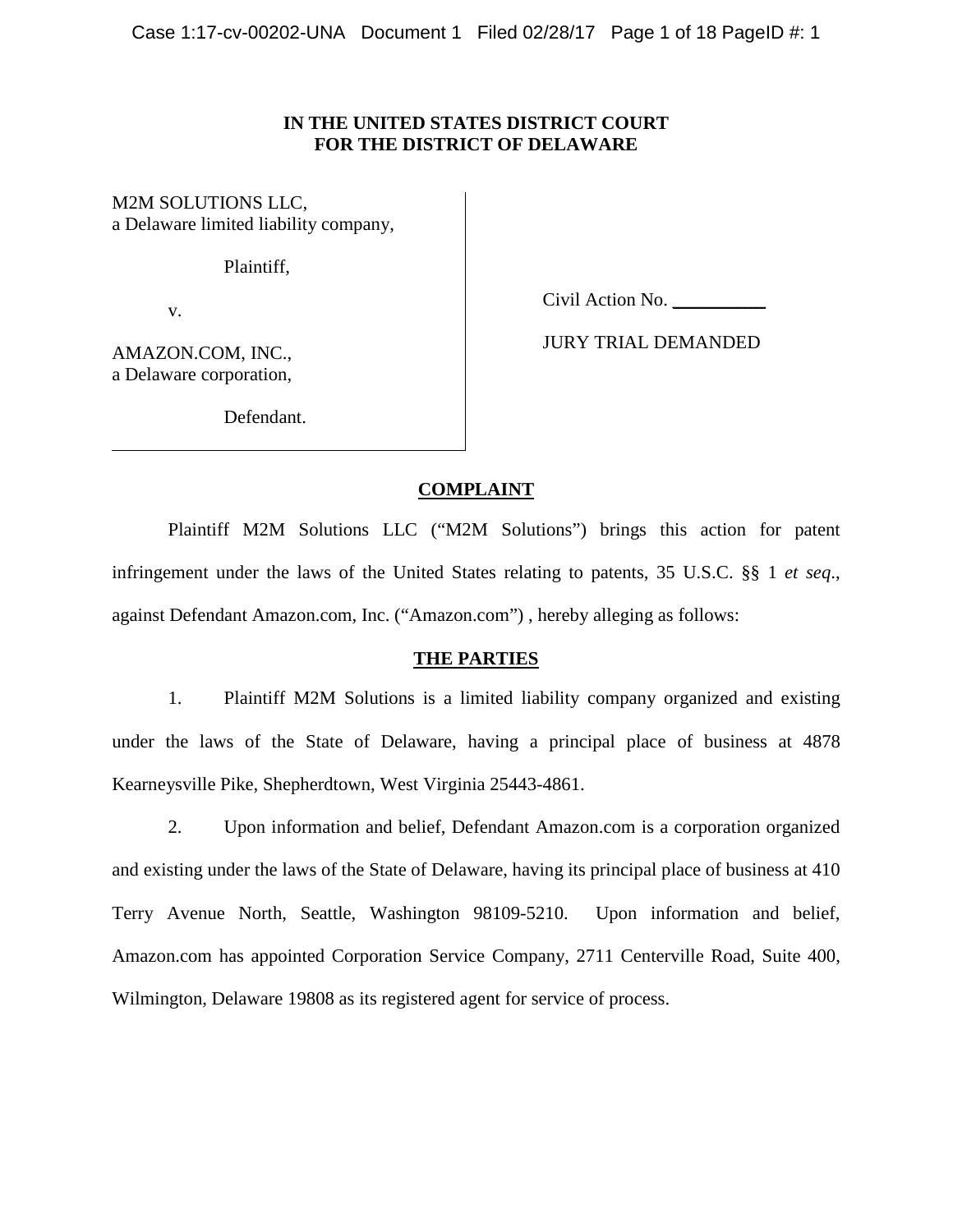**IN THE UNITED STATES DISTRICT COURT**
**FOR THE DISTRICT OF DELAWARE**

M2M SOLUTIONS LLC,
a Delaware limited liability company,

Plaintiff,

v.

AMAZON.COM, INC.,
a Delaware corporation,

Defendant.

Civil Action No. __________

JURY TRIAL DEMANDED

## COMPLAINT

Plaintiff M2M Solutions LLC ("M2M Solutions") brings this action for patent infringement under the laws of the United States relating to patents, 35 U.S.C. §§ 1 *et seq*., against Defendant Amazon.com, Inc. ("Amazon.com") , hereby alleging as follows:

## THE PARTIES

1. Plaintiff M2M Solutions is a limited liability company organized and existing under the laws of the State of Delaware, having a principal place of business at 4878 Kearneysville Pike, Shepherdtown, West Virginia 25443-4861.

2. Upon information and belief, Defendant Amazon.com is a corporation organized and existing under the laws of the State of Delaware, having its principal place of business at 410 Terry Avenue North, Seattle, Washington 98109-5210. Upon information and belief, Amazon.com has appointed Corporation Service Company, 2711 Centerville Road, Suite 400, Wilmington, Delaware 19808 as its registered agent for service of process.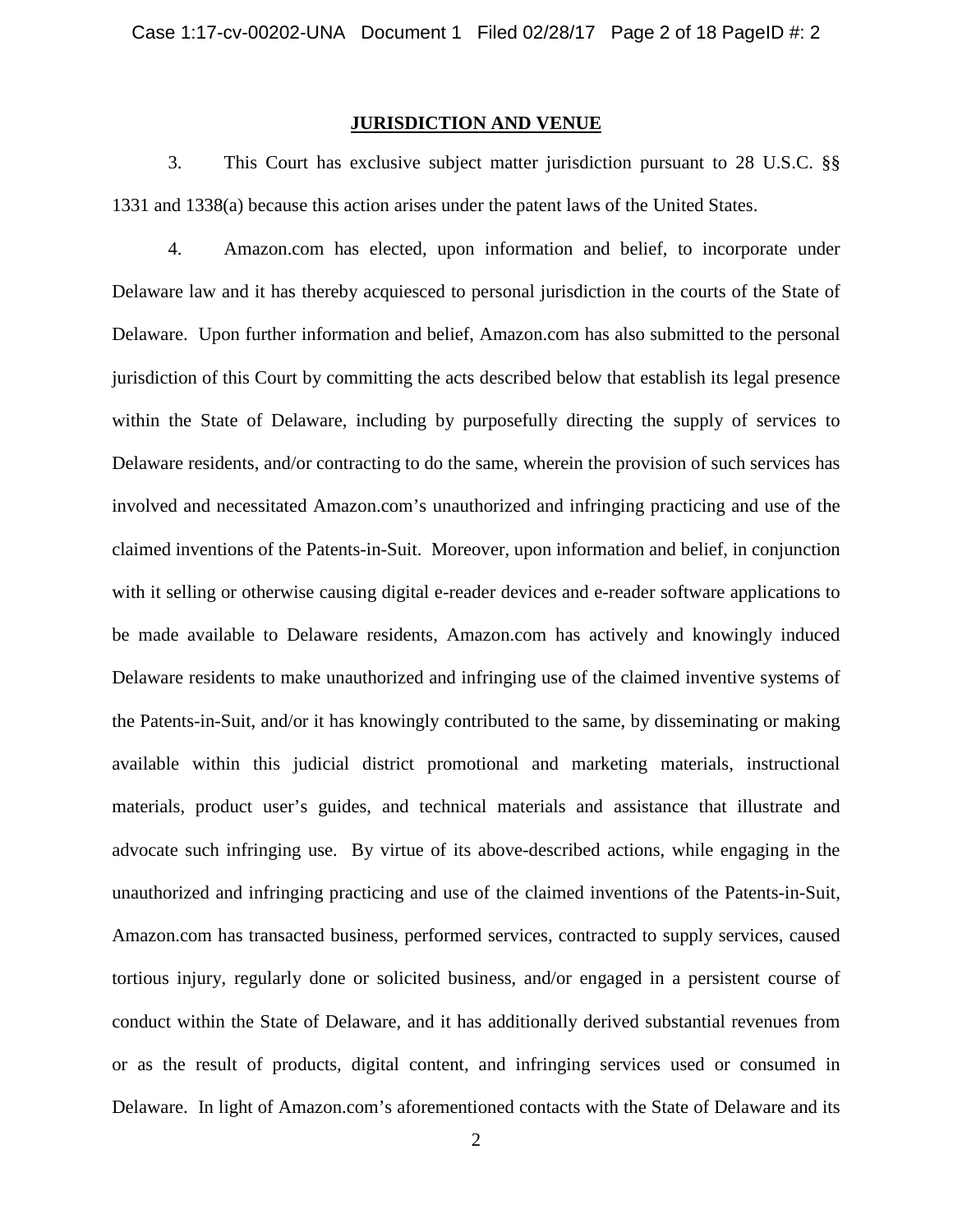## JURISDICTION AND VENUE

3. This Court has exclusive subject matter jurisdiction pursuant to 28 U.S.C. §§ 1331 and 1338(a) because this action arises under the patent laws of the United States.

4. Amazon.com has elected, upon information and belief, to incorporate under Delaware law and it has thereby acquiesced to personal jurisdiction in the courts of the State of Delaware. Upon further information and belief, Amazon.com has also submitted to the personal jurisdiction of this Court by committing the acts described below that establish its legal presence within the State of Delaware, including by purposefully directing the supply of services to Delaware residents, and/or contracting to do the same, wherein the provision of such services has involved and necessitated Amazon.com's unauthorized and infringing practicing and use of the claimed inventions of the Patents-in-Suit. Moreover, upon information and belief, in conjunction with it selling or otherwise causing digital e-reader devices and e-reader software applications to be made available to Delaware residents, Amazon.com has actively and knowingly induced Delaware residents to make unauthorized and infringing use of the claimed inventive systems of the Patents-in-Suit, and/or it has knowingly contributed to the same, by disseminating or making available within this judicial district promotional and marketing materials, instructional materials, product user's guides, and technical materials and assistance that illustrate and advocate such infringing use. By virtue of its above-described actions, while engaging in the unauthorized and infringing practicing and use of the claimed inventions of the Patents-in-Suit, Amazon.com has transacted business, performed services, contracted to supply services, caused tortious injury, regularly done or solicited business, and/or engaged in a persistent course of conduct within the State of Delaware, and it has additionally derived substantial revenues from or as the result of products, digital content, and infringing services used or consumed in Delaware. In light of Amazon.com's aforementioned contacts with the State of Delaware and its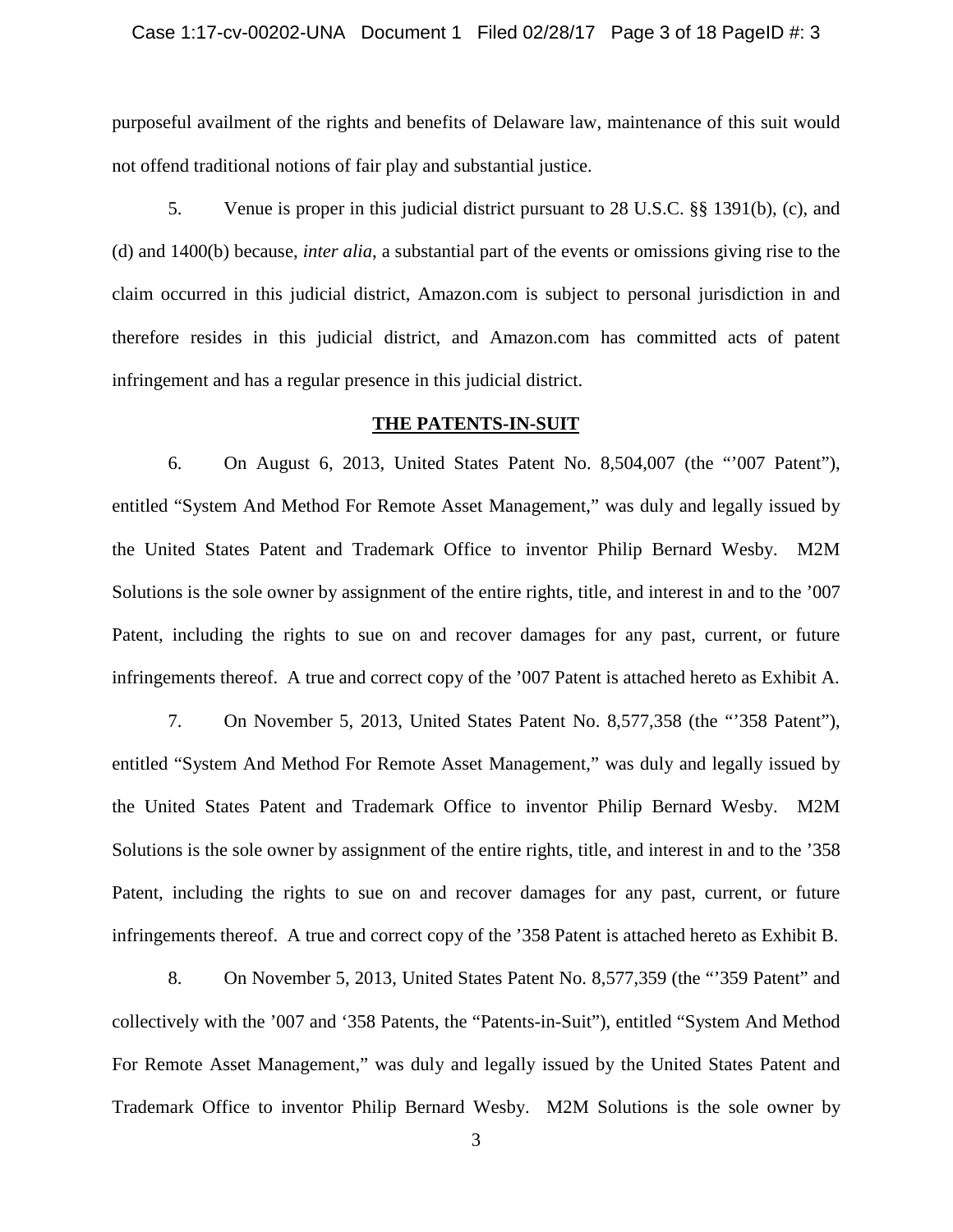purposeful availment of the rights and benefits of Delaware law, maintenance of this suit would not offend traditional notions of fair play and substantial justice.

5. Venue is proper in this judicial district pursuant to 28 U.S.C. §§ 1391(b), (c), and (d) and 1400(b) because, *inter alia*, a substantial part of the events or omissions giving rise to the claim occurred in this judicial district, Amazon.com is subject to personal jurisdiction in and therefore resides in this judicial district, and Amazon.com has committed acts of patent infringement and has a regular presence in this judicial district.

**THE PATENTS-IN-SUIT**

6. On August 6, 2013, United States Patent No. 8,504,007 (the "'007 Patent"), entitled "System And Method For Remote Asset Management," was duly and legally issued by the United States Patent and Trademark Office to inventor Philip Bernard Wesby. M2M Solutions is the sole owner by assignment of the entire rights, title, and interest in and to the '007 Patent, including the rights to sue on and recover damages for any past, current, or future infringements thereof. A true and correct copy of the '007 Patent is attached hereto as Exhibit A.

7. On November 5, 2013, United States Patent No. 8,577,358 (the "'358 Patent"), entitled "System And Method For Remote Asset Management," was duly and legally issued by the United States Patent and Trademark Office to inventor Philip Bernard Wesby. M2M Solutions is the sole owner by assignment of the entire rights, title, and interest in and to the '358 Patent, including the rights to sue on and recover damages for any past, current, or future infringements thereof. A true and correct copy of the '358 Patent is attached hereto as Exhibit B.

8. On November 5, 2013, United States Patent No. 8,577,359 (the "'359 Patent" and collectively with the '007 and '358 Patents, the "Patents-in-Suit"), entitled "System And Method For Remote Asset Management," was duly and legally issued by the United States Patent and Trademark Office to inventor Philip Bernard Wesby. M2M Solutions is the sole owner by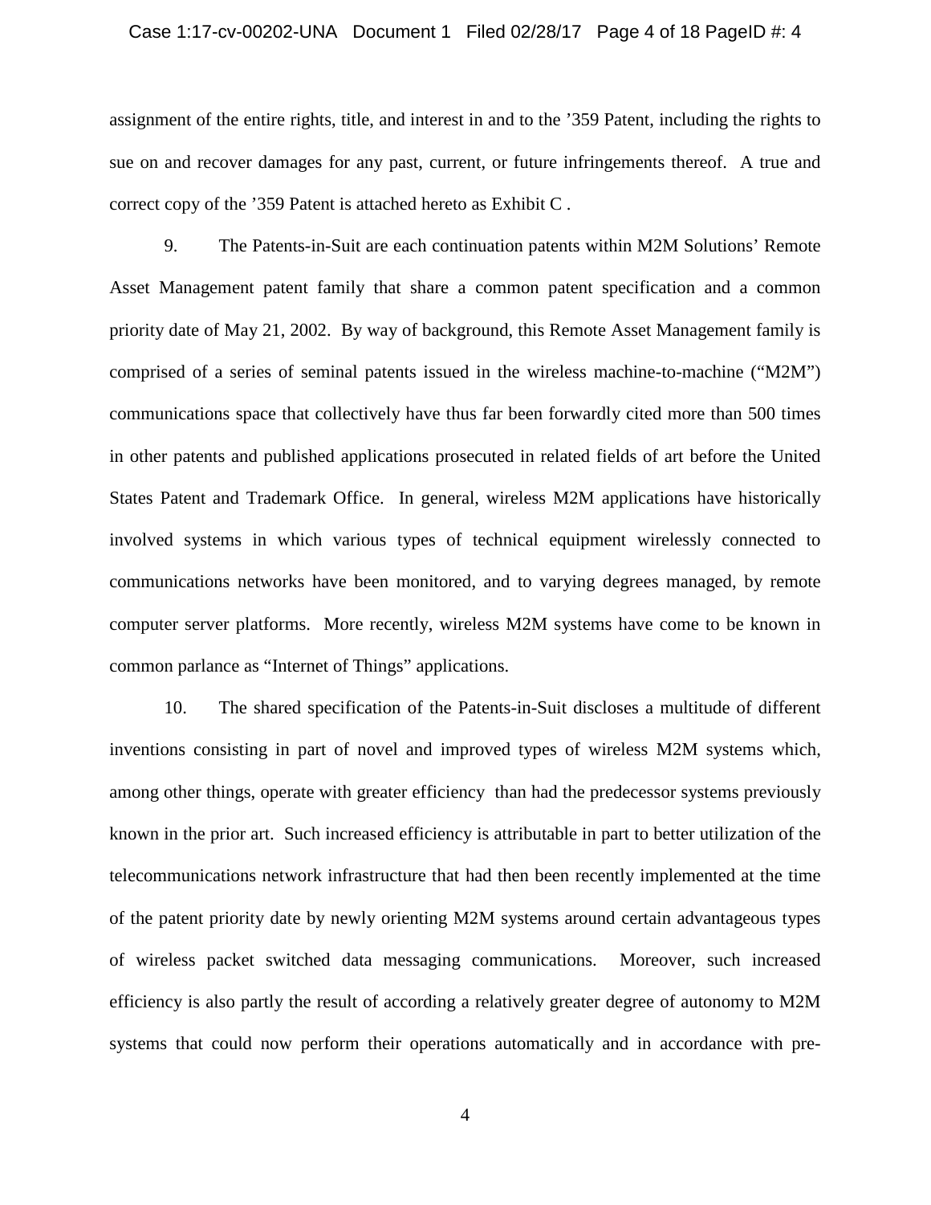assignment of the entire rights, title, and interest in and to the '359 Patent, including the rights to sue on and recover damages for any past, current, or future infringements thereof. A true and correct copy of the '359 Patent is attached hereto as Exhibit C .

9. The Patents-in-Suit are each continuation patents within M2M Solutions' Remote Asset Management patent family that share a common patent specification and a common priority date of May 21, 2002. By way of background, this Remote Asset Management family is comprised of a series of seminal patents issued in the wireless machine-to-machine ("M2M") communications space that collectively have thus far been forwardly cited more than 500 times in other patents and published applications prosecuted in related fields of art before the United States Patent and Trademark Office. In general, wireless M2M applications have historically involved systems in which various types of technical equipment wirelessly connected to communications networks have been monitored, and to varying degrees managed, by remote computer server platforms. More recently, wireless M2M systems have come to be known in common parlance as "Internet of Things" applications.

10. The shared specification of the Patents-in-Suit discloses a multitude of different inventions consisting in part of novel and improved types of wireless M2M systems which, among other things, operate with greater efficiency than had the predecessor systems previously known in the prior art. Such increased efficiency is attributable in part to better utilization of the telecommunications network infrastructure that had then been recently implemented at the time of the patent priority date by newly orienting M2M systems around certain advantageous types of wireless packet switched data messaging communications. Moreover, such increased efficiency is also partly the result of according a relatively greater degree of autonomy to M2M systems that could now perform their operations automatically and in accordance with pre-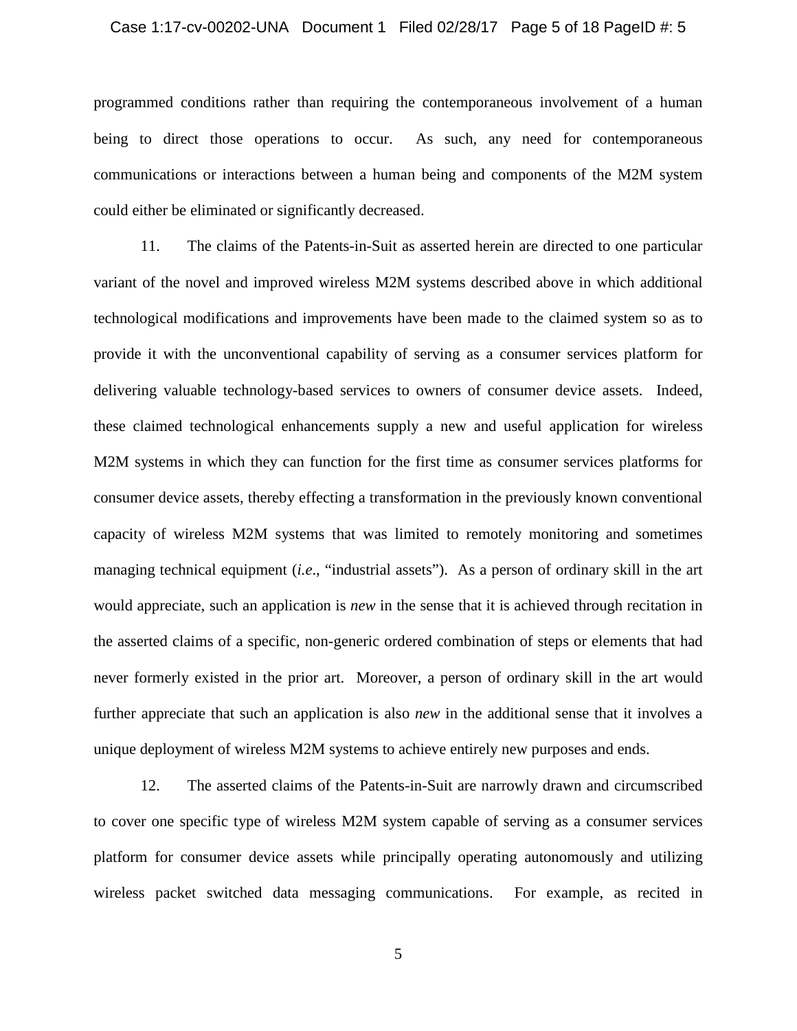programmed conditions rather than requiring the contemporaneous involvement of a human being to direct those operations to occur. As such, any need for contemporaneous communications or interactions between a human being and components of the M2M system could either be eliminated or significantly decreased.

11. The claims of the Patents-in-Suit as asserted herein are directed to one particular variant of the novel and improved wireless M2M systems described above in which additional technological modifications and improvements have been made to the claimed system so as to provide it with the unconventional capability of serving as a consumer services platform for delivering valuable technology-based services to owners of consumer device assets. Indeed, these claimed technological enhancements supply a new and useful application for wireless M2M systems in which they can function for the first time as consumer services platforms for consumer device assets, thereby effecting a transformation in the previously known conventional capacity of wireless M2M systems that was limited to remotely monitoring and sometimes managing technical equipment (*i.e*., "industrial assets"). As a person of ordinary skill in the art would appreciate, such an application is *new* in the sense that it is achieved through recitation in the asserted claims of a specific, non-generic ordered combination of steps or elements that had never formerly existed in the prior art. Moreover, a person of ordinary skill in the art would further appreciate that such an application is also *new* in the additional sense that it involves a unique deployment of wireless M2M systems to achieve entirely new purposes and ends.

12. The asserted claims of the Patents-in-Suit are narrowly drawn and circumscribed to cover one specific type of wireless M2M system capable of serving as a consumer services platform for consumer device assets while principally operating autonomously and utilizing wireless packet switched data messaging communications. For example, as recited in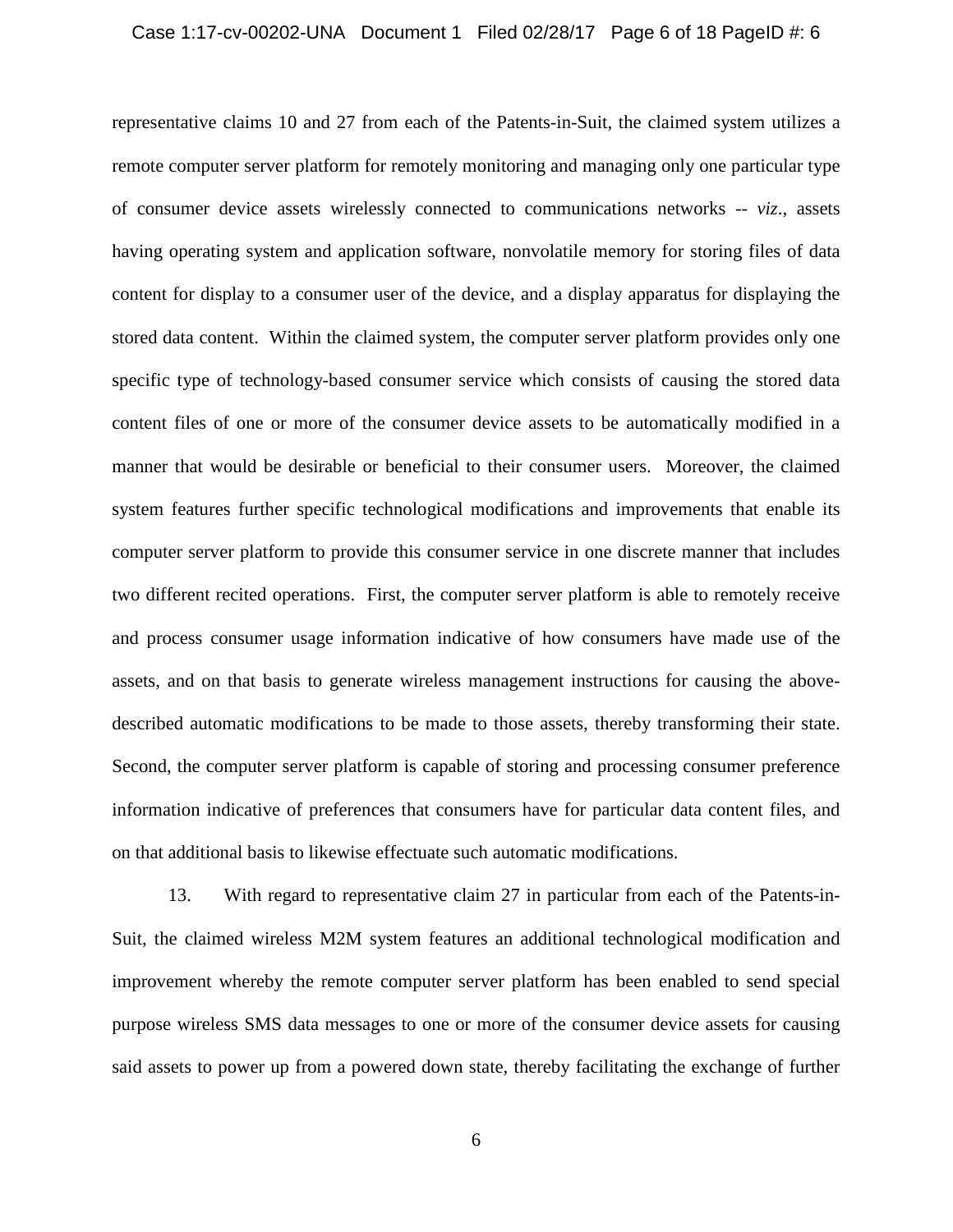representative claims 10 and 27 from each of the Patents-in-Suit, the claimed system utilizes a remote computer server platform for remotely monitoring and managing only one particular type of consumer device assets wirelessly connected to communications networks -- *viz*., assets having operating system and application software, nonvolatile memory for storing files of data content for display to a consumer user of the device, and a display apparatus for displaying the stored data content. Within the claimed system, the computer server platform provides only one specific type of technology-based consumer service which consists of causing the stored data content files of one or more of the consumer device assets to be automatically modified in a manner that would be desirable or beneficial to their consumer users. Moreover, the claimed system features further specific technological modifications and improvements that enable its computer server platform to provide this consumer service in one discrete manner that includes two different recited operations. First, the computer server platform is able to remotely receive and process consumer usage information indicative of how consumers have made use of the assets, and on that basis to generate wireless management instructions for causing the above-described automatic modifications to be made to those assets, thereby transforming their state. Second, the computer server platform is capable of storing and processing consumer preference information indicative of preferences that consumers have for particular data content files, and on that additional basis to likewise effectuate such automatic modifications.

13. With regard to representative claim 27 in particular from each of the Patents-in-Suit, the claimed wireless M2M system features an additional technological modification and improvement whereby the remote computer server platform has been enabled to send special purpose wireless SMS data messages to one or more of the consumer device assets for causing said assets to power up from a powered down state, thereby facilitating the exchange of further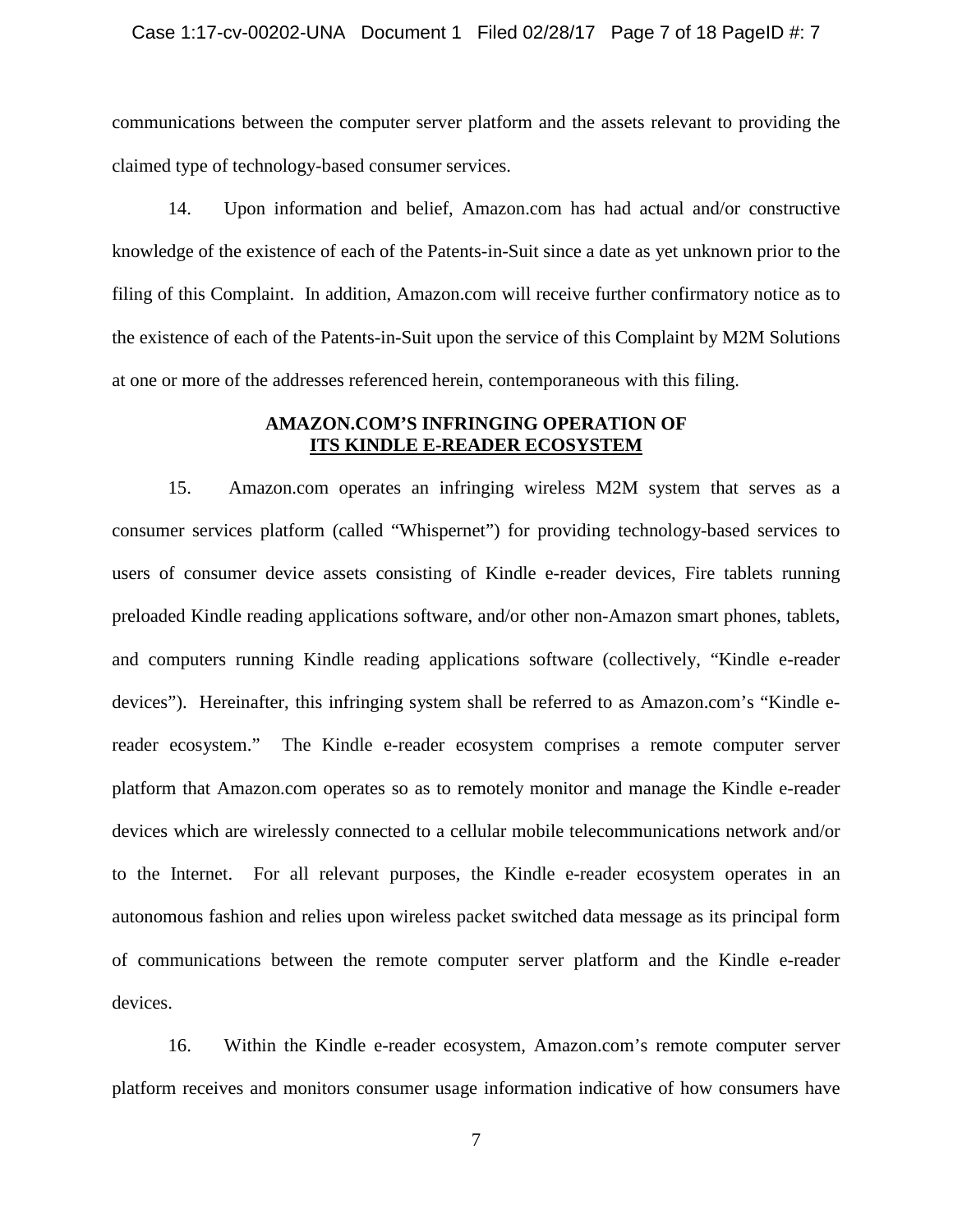communications between the computer server platform and the assets relevant to providing the claimed type of technology-based consumer services.

14. Upon information and belief, Amazon.com has had actual and/or constructive knowledge of the existence of each of the Patents-in-Suit since a date as yet unknown prior to the filing of this Complaint. In addition, Amazon.com will receive further confirmatory notice as to the existence of each of the Patents-in-Suit upon the service of this Complaint by M2M Solutions at one or more of the addresses referenced herein, contemporaneous with this filing.

## AMAZON.COM'S INFRINGING OPERATION OF ITS KINDLE E-READER ECOSYSTEM

15. Amazon.com operates an infringing wireless M2M system that serves as a consumer services platform (called "Whispernet") for providing technology-based services to users of consumer device assets consisting of Kindle e-reader devices, Fire tablets running preloaded Kindle reading applications software, and/or other non-Amazon smart phones, tablets, and computers running Kindle reading applications software (collectively, "Kindle e-reader devices"). Hereinafter, this infringing system shall be referred to as Amazon.com's "Kindle e-reader ecosystem." The Kindle e-reader ecosystem comprises a remote computer server platform that Amazon.com operates so as to remotely monitor and manage the Kindle e-reader devices which are wirelessly connected to a cellular mobile telecommunications network and/or to the Internet. For all relevant purposes, the Kindle e-reader ecosystem operates in an autonomous fashion and relies upon wireless packet switched data message as its principal form of communications between the remote computer server platform and the Kindle e-reader devices.

16. Within the Kindle e-reader ecosystem, Amazon.com's remote computer server platform receives and monitors consumer usage information indicative of how consumers have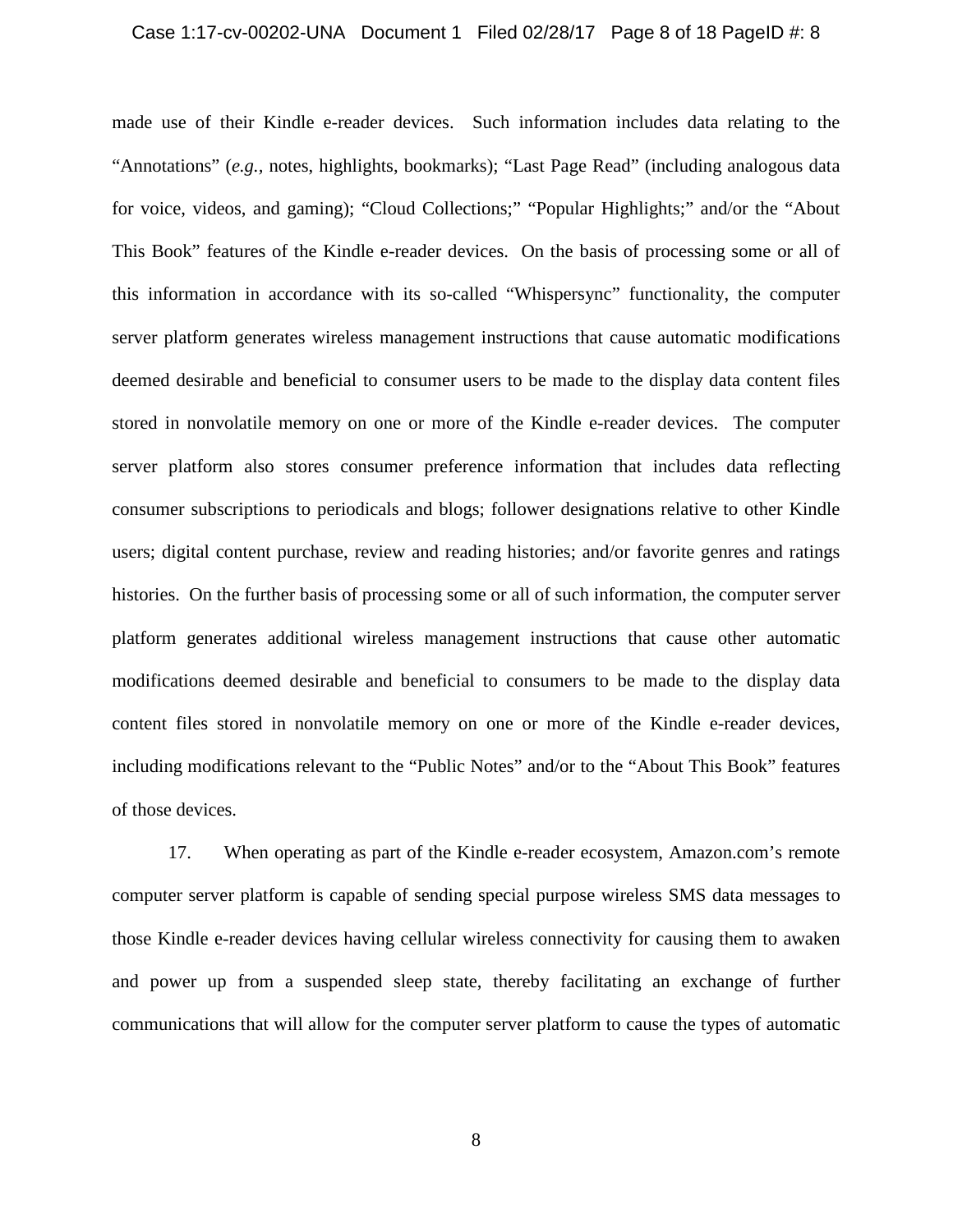made use of their Kindle e-reader devices. Such information includes data relating to the "Annotations" (*e.g.*, notes, highlights, bookmarks); "Last Page Read" (including analogous data for voice, videos, and gaming); "Cloud Collections;" "Popular Highlights;" and/or the "About This Book" features of the Kindle e-reader devices. On the basis of processing some or all of this information in accordance with its so-called "Whispersync" functionality, the computer server platform generates wireless management instructions that cause automatic modifications deemed desirable and beneficial to consumer users to be made to the display data content files stored in nonvolatile memory on one or more of the Kindle e-reader devices. The computer server platform also stores consumer preference information that includes data reflecting consumer subscriptions to periodicals and blogs; follower designations relative to other Kindle users; digital content purchase, review and reading histories; and/or favorite genres and ratings histories. On the further basis of processing some or all of such information, the computer server platform generates additional wireless management instructions that cause other automatic modifications deemed desirable and beneficial to consumers to be made to the display data content files stored in nonvolatile memory on one or more of the Kindle e-reader devices, including modifications relevant to the "Public Notes" and/or to the "About This Book" features of those devices.

17. When operating as part of the Kindle e-reader ecosystem, Amazon.com's remote computer server platform is capable of sending special purpose wireless SMS data messages to those Kindle e-reader devices having cellular wireless connectivity for causing them to awaken and power up from a suspended sleep state, thereby facilitating an exchange of further communications that will allow for the computer server platform to cause the types of automatic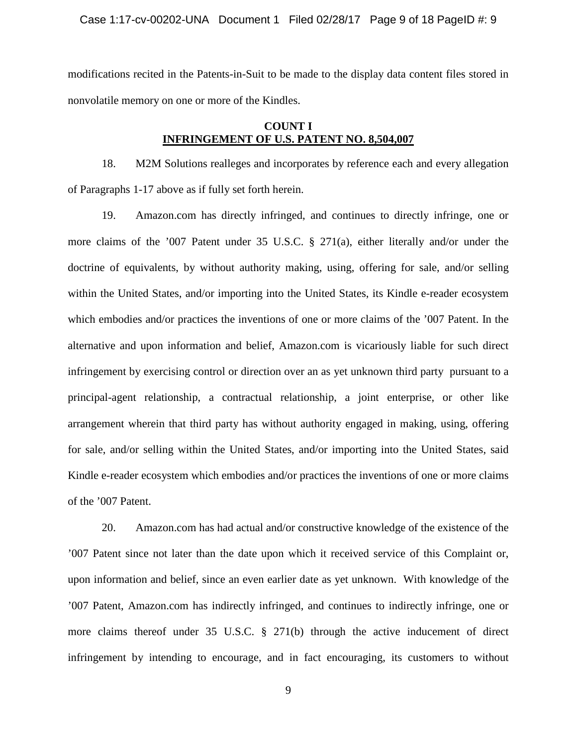modifications recited in the Patents-in-Suit to be made to the display data content files stored in nonvolatile memory on one or more of the Kindles.

**COUNT I**
**INFRINGEMENT OF U.S. PATENT NO. 8,504,007**

18. M2M Solutions realleges and incorporates by reference each and every allegation of Paragraphs 1-17 above as if fully set forth herein.

19. Amazon.com has directly infringed, and continues to directly infringe, one or more claims of the '007 Patent under 35 U.S.C. § 271(a), either literally and/or under the doctrine of equivalents, by without authority making, using, offering for sale, and/or selling within the United States, and/or importing into the United States, its Kindle e-reader ecosystem which embodies and/or practices the inventions of one or more claims of the '007 Patent. In the alternative and upon information and belief, Amazon.com is vicariously liable for such direct infringement by exercising control or direction over an as yet unknown third party pursuant to a principal-agent relationship, a contractual relationship, a joint enterprise, or other like arrangement wherein that third party has without authority engaged in making, using, offering for sale, and/or selling within the United States, and/or importing into the United States, said Kindle e-reader ecosystem which embodies and/or practices the inventions of one or more claims of the '007 Patent.

20. Amazon.com has had actual and/or constructive knowledge of the existence of the '007 Patent since not later than the date upon which it received service of this Complaint or, upon information and belief, since an even earlier date as yet unknown. With knowledge of the '007 Patent, Amazon.com has indirectly infringed, and continues to indirectly infringe, one or more claims thereof under 35 U.S.C. § 271(b) through the active inducement of direct infringement by intending to encourage, and in fact encouraging, its customers to without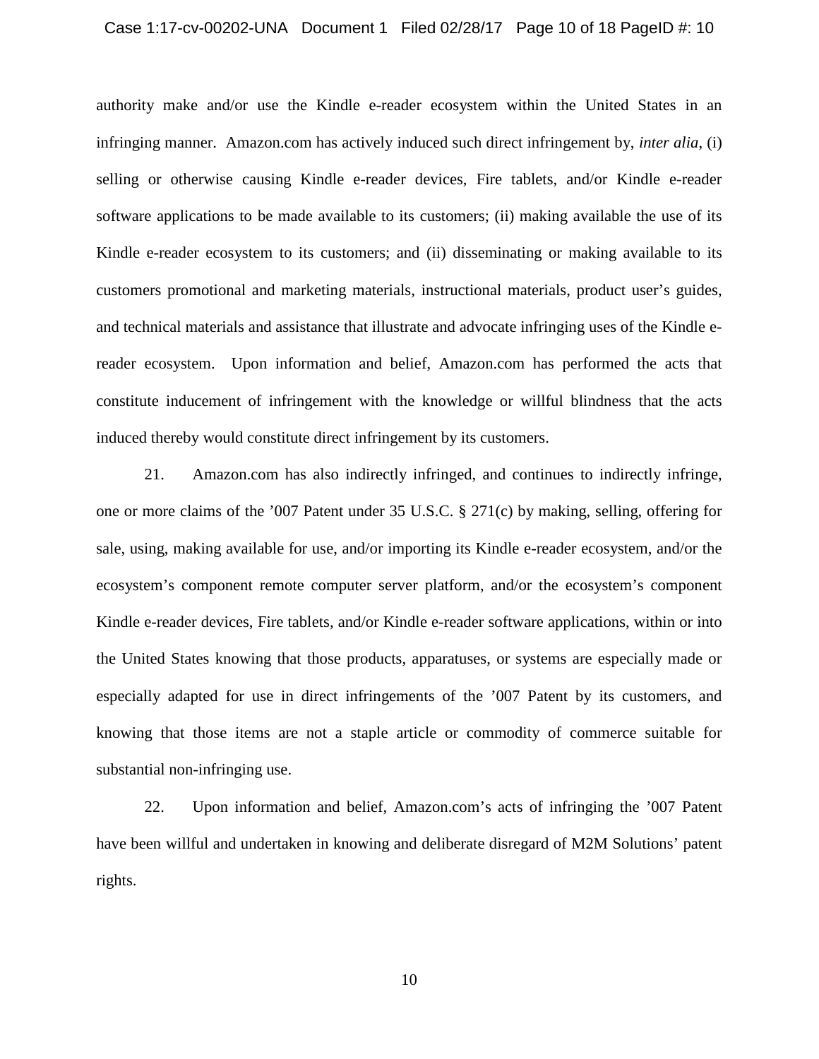authority make and/or use the Kindle e-reader ecosystem within the United States in an infringing manner. Amazon.com has actively induced such direct infringement by, *inter alia*, (i) selling or otherwise causing Kindle e-reader devices, Fire tablets, and/or Kindle e-reader software applications to be made available to its customers; (ii) making available the use of its Kindle e-reader ecosystem to its customers; and (ii) disseminating or making available to its customers promotional and marketing materials, instructional materials, product user's guides, and technical materials and assistance that illustrate and advocate infringing uses of the Kindle e-reader ecosystem. Upon information and belief, Amazon.com has performed the acts that constitute inducement of infringement with the knowledge or willful blindness that the acts induced thereby would constitute direct infringement by its customers.

21. Amazon.com has also indirectly infringed, and continues to indirectly infringe, one or more claims of the '007 Patent under 35 U.S.C. § 271(c) by making, selling, offering for sale, using, making available for use, and/or importing its Kindle e-reader ecosystem, and/or the ecosystem's component remote computer server platform, and/or the ecosystem's component Kindle e-reader devices, Fire tablets, and/or Kindle e-reader software applications, within or into the United States knowing that those products, apparatuses, or systems are especially made or especially adapted for use in direct infringements of the '007 Patent by its customers, and knowing that those items are not a staple article or commodity of commerce suitable for substantial non-infringing use.

22. Upon information and belief, Amazon.com's acts of infringing the '007 Patent have been willful and undertaken in knowing and deliberate disregard of M2M Solutions' patent rights.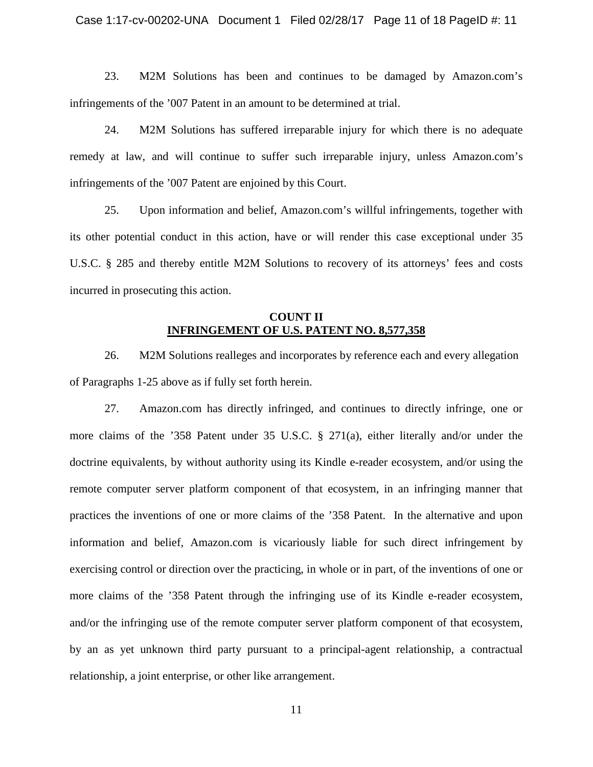23. M2M Solutions has been and continues to be damaged by Amazon.com's infringements of the '007 Patent in an amount to be determined at trial.

24. M2M Solutions has suffered irreparable injury for which there is no adequate remedy at law, and will continue to suffer such irreparable injury, unless Amazon.com's infringements of the '007 Patent are enjoined by this Court.

25. Upon information and belief, Amazon.com's willful infringements, together with its other potential conduct in this action, have or will render this case exceptional under 35 U.S.C. § 285 and thereby entitle M2M Solutions to recovery of its attorneys' fees and costs incurred in prosecuting this action.

**COUNT II**
**INFRINGEMENT OF U.S. PATENT NO. 8,577,358**

26. M2M Solutions realleges and incorporates by reference each and every allegation of Paragraphs 1-25 above as if fully set forth herein.

27. Amazon.com has directly infringed, and continues to directly infringe, one or more claims of the '358 Patent under 35 U.S.C. § 271(a), either literally and/or under the doctrine equivalents, by without authority using its Kindle e-reader ecosystem, and/or using the remote computer server platform component of that ecosystem, in an infringing manner that practices the inventions of one or more claims of the '358 Patent. In the alternative and upon information and belief, Amazon.com is vicariously liable for such direct infringement by exercising control or direction over the practicing, in whole or in part, of the inventions of one or more claims of the '358 Patent through the infringing use of its Kindle e-reader ecosystem, and/or the infringing use of the remote computer server platform component of that ecosystem, by an as yet unknown third party pursuant to a principal-agent relationship, a contractual relationship, a joint enterprise, or other like arrangement.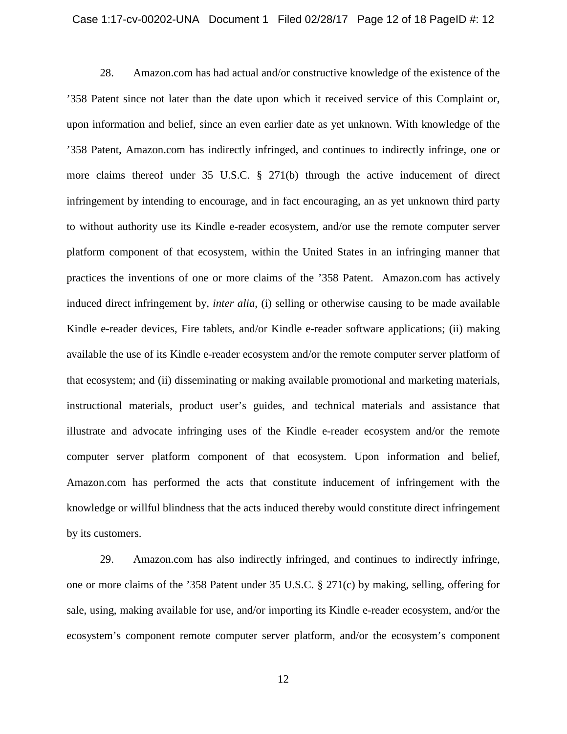28. Amazon.com has had actual and/or constructive knowledge of the existence of the '358 Patent since not later than the date upon which it received service of this Complaint or, upon information and belief, since an even earlier date as yet unknown. With knowledge of the '358 Patent, Amazon.com has indirectly infringed, and continues to indirectly infringe, one or more claims thereof under 35 U.S.C. § 271(b) through the active inducement of direct infringement by intending to encourage, and in fact encouraging, an as yet unknown third party to without authority use its Kindle e-reader ecosystem, and/or use the remote computer server platform component of that ecosystem, within the United States in an infringing manner that practices the inventions of one or more claims of the '358 Patent. Amazon.com has actively induced direct infringement by, *inter alia*, (i) selling or otherwise causing to be made available Kindle e-reader devices, Fire tablets, and/or Kindle e-reader software applications; (ii) making available the use of its Kindle e-reader ecosystem and/or the remote computer server platform of that ecosystem; and (ii) disseminating or making available promotional and marketing materials, instructional materials, product user's guides, and technical materials and assistance that illustrate and advocate infringing uses of the Kindle e-reader ecosystem and/or the remote computer server platform component of that ecosystem. Upon information and belief, Amazon.com has performed the acts that constitute inducement of infringement with the knowledge or willful blindness that the acts induced thereby would constitute direct infringement by its customers.

29. Amazon.com has also indirectly infringed, and continues to indirectly infringe, one or more claims of the '358 Patent under 35 U.S.C. § 271(c) by making, selling, offering for sale, using, making available for use, and/or importing its Kindle e-reader ecosystem, and/or the ecosystem's component remote computer server platform, and/or the ecosystem's component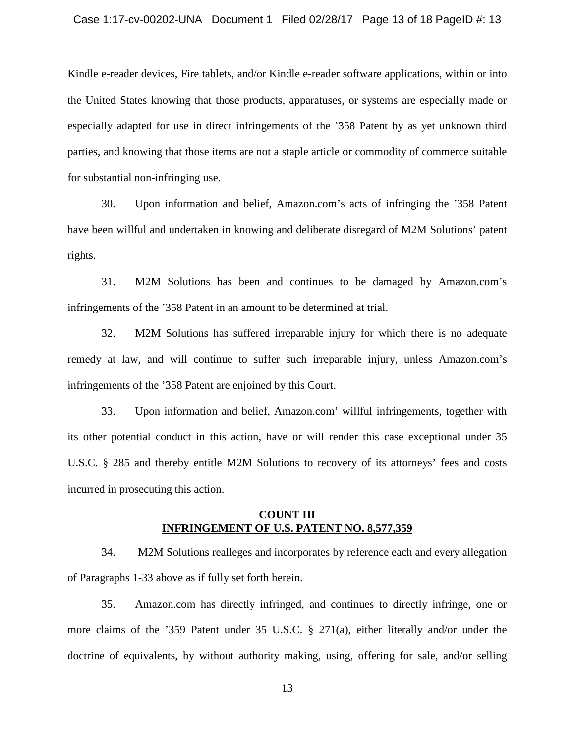Kindle e-reader devices, Fire tablets, and/or Kindle e-reader software applications, within or into the United States knowing that those products, apparatuses, or systems are especially made or especially adapted for use in direct infringements of the ’358 Patent by as yet unknown third parties, and knowing that those items are not a staple article or commodity of commerce suitable for substantial non-infringing use.

30. Upon information and belief, Amazon.com’s acts of infringing the ’358 Patent have been willful and undertaken in knowing and deliberate disregard of M2M Solutions’ patent rights.

31. M2M Solutions has been and continues to be damaged by Amazon.com’s infringements of the ’358 Patent in an amount to be determined at trial.

32. M2M Solutions has suffered irreparable injury for which there is no adequate remedy at law, and will continue to suffer such irreparable injury, unless Amazon.com’s infringements of the ’358 Patent are enjoined by this Court.

33. Upon information and belief, Amazon.com’ willful infringements, together with its other potential conduct in this action, have or will render this case exceptional under 35 U.S.C. § 285 and thereby entitle M2M Solutions to recovery of its attorneys’ fees and costs incurred in prosecuting this action.

## COUNT III
## INFRINGEMENT OF U.S. PATENT NO. 8,577,359

34. M2M Solutions realleges and incorporates by reference each and every allegation of Paragraphs 1-33 above as if fully set forth herein.

35. Amazon.com has directly infringed, and continues to directly infringe, one or more claims of the ’359 Patent under 35 U.S.C. § 271(a), either literally and/or under the doctrine of equivalents, by without authority making, using, offering for sale, and/or selling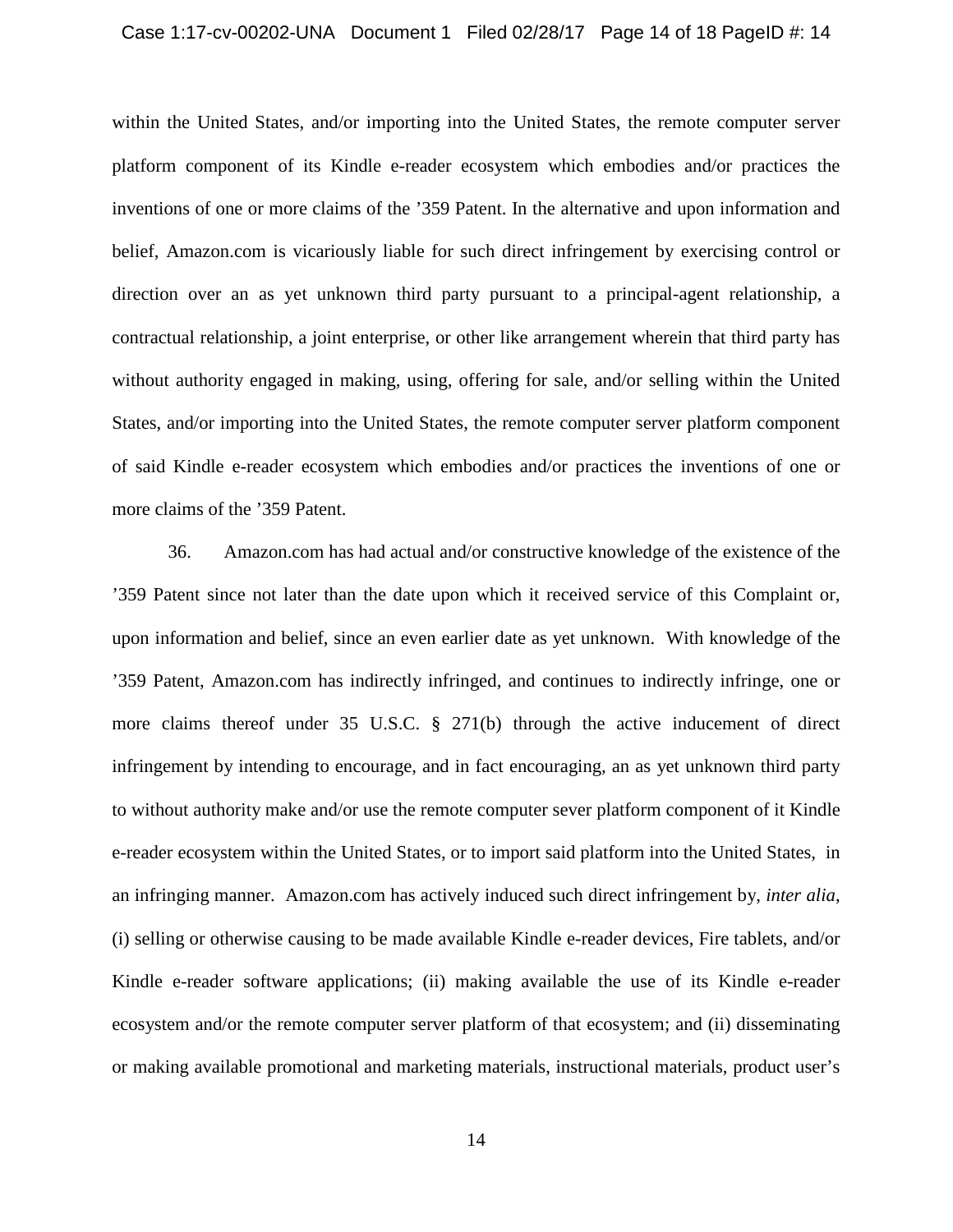within the United States, and/or importing into the United States, the remote computer server platform component of its Kindle e-reader ecosystem which embodies and/or practices the inventions of one or more claims of the ’359 Patent. In the alternative and upon information and belief, Amazon.com is vicariously liable for such direct infringement by exercising control or direction over an as yet unknown third party pursuant to a principal-agent relationship, a contractual relationship, a joint enterprise, or other like arrangement wherein that third party has without authority engaged in making, using, offering for sale, and/or selling within the United States, and/or importing into the United States, the remote computer server platform component of said Kindle e-reader ecosystem which embodies and/or practices the inventions of one or more claims of the ’359 Patent.

36. Amazon.com has had actual and/or constructive knowledge of the existence of the ’359 Patent since not later than the date upon which it received service of this Complaint or, upon information and belief, since an even earlier date as yet unknown. With knowledge of the ’359 Patent, Amazon.com has indirectly infringed, and continues to indirectly infringe, one or more claims thereof under 35 U.S.C. § 271(b) through the active inducement of direct infringement by intending to encourage, and in fact encouraging, an as yet unknown third party to without authority make and/or use the remote computer sever platform component of it Kindle e-reader ecosystem within the United States, or to import said platform into the United States, in an infringing manner. Amazon.com has actively induced such direct infringement by, *inter alia*, (i) selling or otherwise causing to be made available Kindle e-reader devices, Fire tablets, and/or Kindle e-reader software applications; (ii) making available the use of its Kindle e-reader ecosystem and/or the remote computer server platform of that ecosystem; and (ii) disseminating or making available promotional and marketing materials, instructional materials, product user’s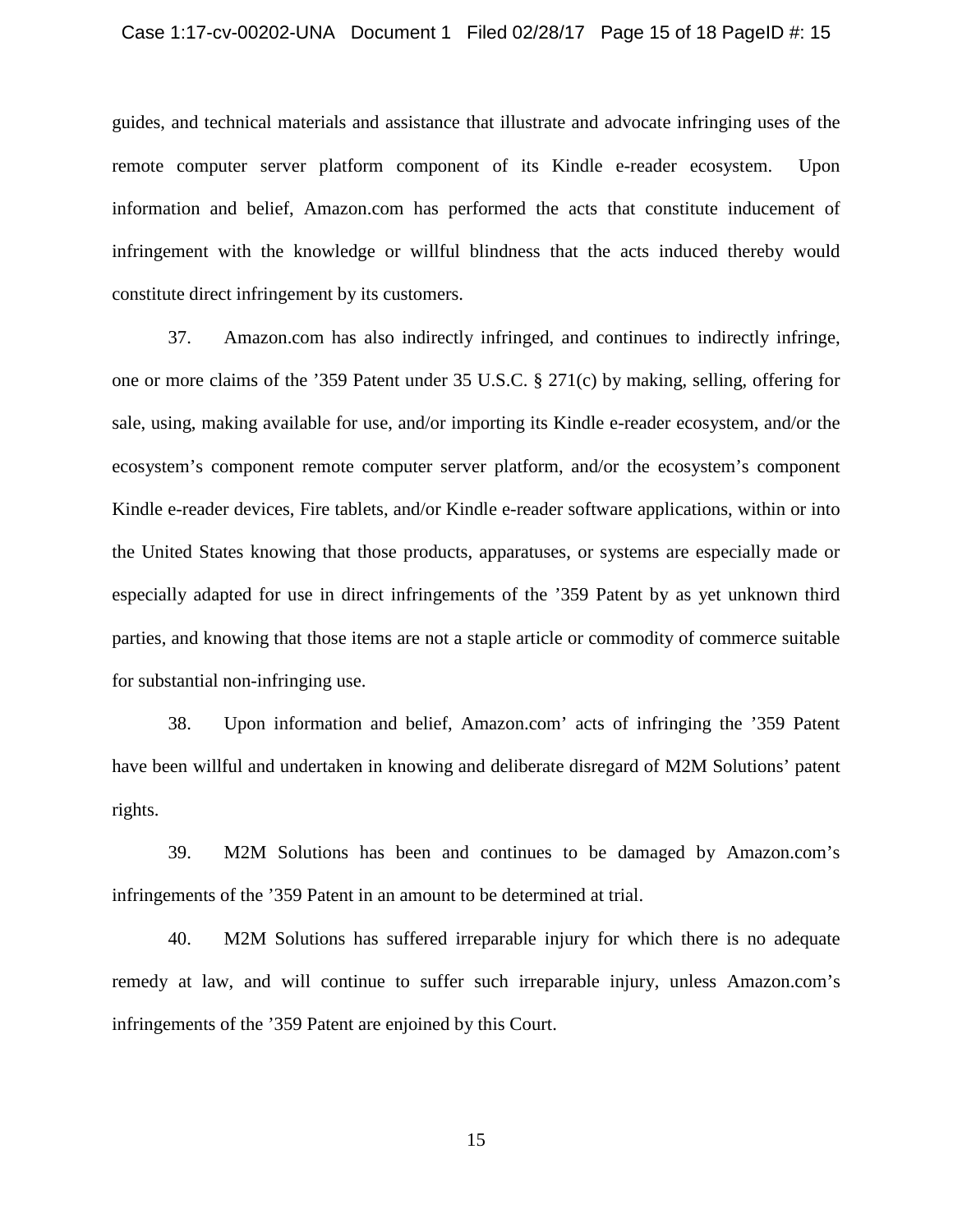guides, and technical materials and assistance that illustrate and advocate infringing uses of the remote computer server platform component of its Kindle e-reader ecosystem. Upon information and belief, Amazon.com has performed the acts that constitute inducement of infringement with the knowledge or willful blindness that the acts induced thereby would constitute direct infringement by its customers.

37. Amazon.com has also indirectly infringed, and continues to indirectly infringe, one or more claims of the '359 Patent under 35 U.S.C. § 271(c) by making, selling, offering for sale, using, making available for use, and/or importing its Kindle e-reader ecosystem, and/or the ecosystem's component remote computer server platform, and/or the ecosystem's component Kindle e-reader devices, Fire tablets, and/or Kindle e-reader software applications, within or into the United States knowing that those products, apparatuses, or systems are especially made or especially adapted for use in direct infringements of the '359 Patent by as yet unknown third parties, and knowing that those items are not a staple article or commodity of commerce suitable for substantial non-infringing use.

38. Upon information and belief, Amazon.com' acts of infringing the '359 Patent have been willful and undertaken in knowing and deliberate disregard of M2M Solutions' patent rights.

39. M2M Solutions has been and continues to be damaged by Amazon.com's infringements of the '359 Patent in an amount to be determined at trial.

40. M2M Solutions has suffered irreparable injury for which there is no adequate remedy at law, and will continue to suffer such irreparable injury, unless Amazon.com's infringements of the '359 Patent are enjoined by this Court.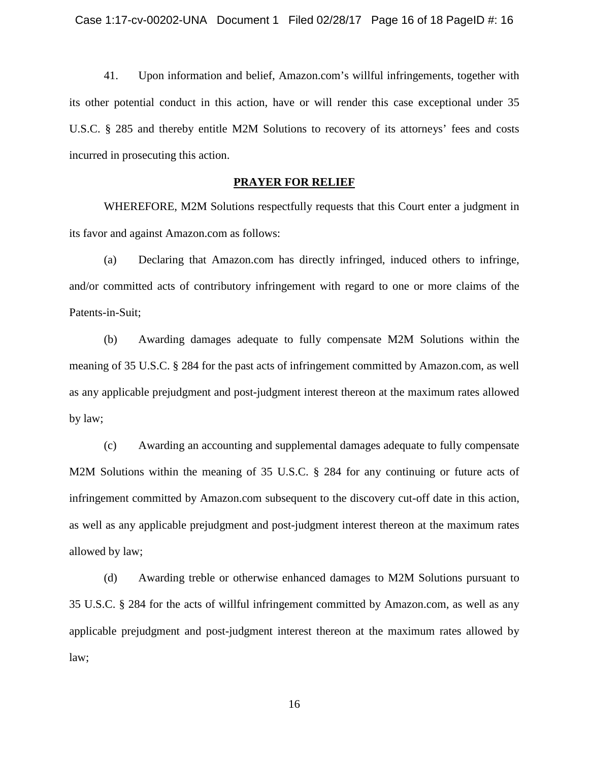41. Upon information and belief, Amazon.com's willful infringements, together with its other potential conduct in this action, have or will render this case exceptional under 35 U.S.C. § 285 and thereby entitle M2M Solutions to recovery of its attorneys' fees and costs incurred in prosecuting this action.

## PRAYER FOR RELIEF

WHEREFORE, M2M Solutions respectfully requests that this Court enter a judgment in its favor and against Amazon.com as follows:

(a) Declaring that Amazon.com has directly infringed, induced others to infringe, and/or committed acts of contributory infringement with regard to one or more claims of the Patents-in-Suit;

(b) Awarding damages adequate to fully compensate M2M Solutions within the meaning of 35 U.S.C. § 284 for the past acts of infringement committed by Amazon.com, as well as any applicable prejudgment and post-judgment interest thereon at the maximum rates allowed by law;

(c) Awarding an accounting and supplemental damages adequate to fully compensate M2M Solutions within the meaning of 35 U.S.C. § 284 for any continuing or future acts of infringement committed by Amazon.com subsequent to the discovery cut-off date in this action, as well as any applicable prejudgment and post-judgment interest thereon at the maximum rates allowed by law;

(d) Awarding treble or otherwise enhanced damages to M2M Solutions pursuant to 35 U.S.C. § 284 for the acts of willful infringement committed by Amazon.com, as well as any applicable prejudgment and post-judgment interest thereon at the maximum rates allowed by law;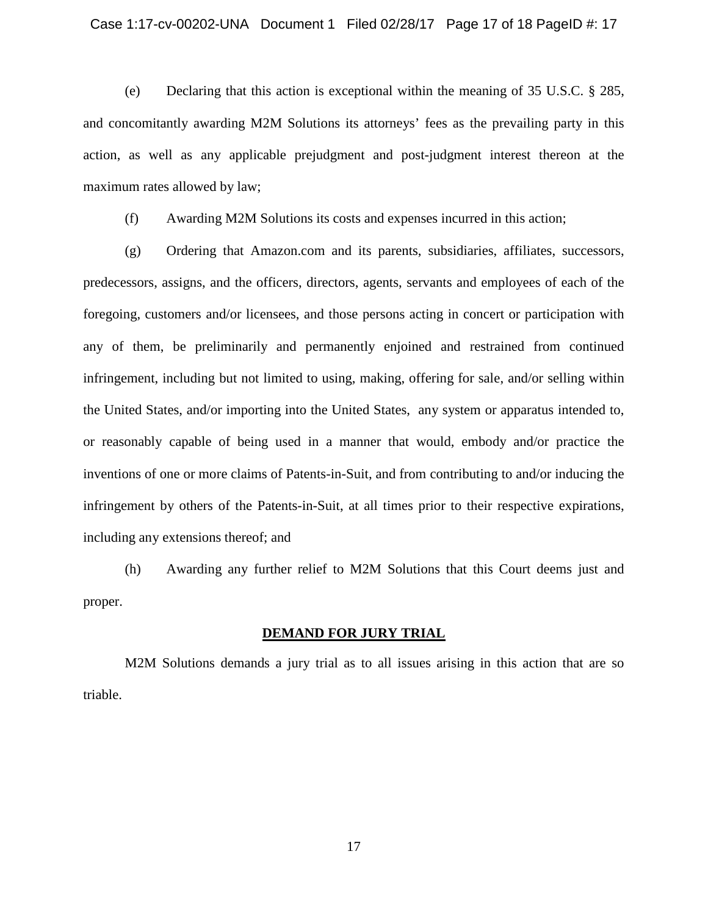(e) Declaring that this action is exceptional within the meaning of 35 U.S.C. § 285, and concomitantly awarding M2M Solutions its attorneys' fees as the prevailing party in this action, as well as any applicable prejudgment and post-judgment interest thereon at the maximum rates allowed by law;

(f) Awarding M2M Solutions its costs and expenses incurred in this action;

(g) Ordering that Amazon.com and its parents, subsidiaries, affiliates, successors, predecessors, assigns, and the officers, directors, agents, servants and employees of each of the foregoing, customers and/or licensees, and those persons acting in concert or participation with any of them, be preliminarily and permanently enjoined and restrained from continued infringement, including but not limited to using, making, offering for sale, and/or selling within the United States, and/or importing into the United States, any system or apparatus intended to, or reasonably capable of being used in a manner that would, embody and/or practice the inventions of one or more claims of Patents-in-Suit, and from contributing to and/or inducing the infringement by others of the Patents-in-Suit, at all times prior to their respective expirations, including any extensions thereof; and

(h) Awarding any further relief to M2M Solutions that this Court deems just and proper.

## DEMAND FOR JURY TRIAL

M2M Solutions demands a jury trial as to all issues arising in this action that are so triable.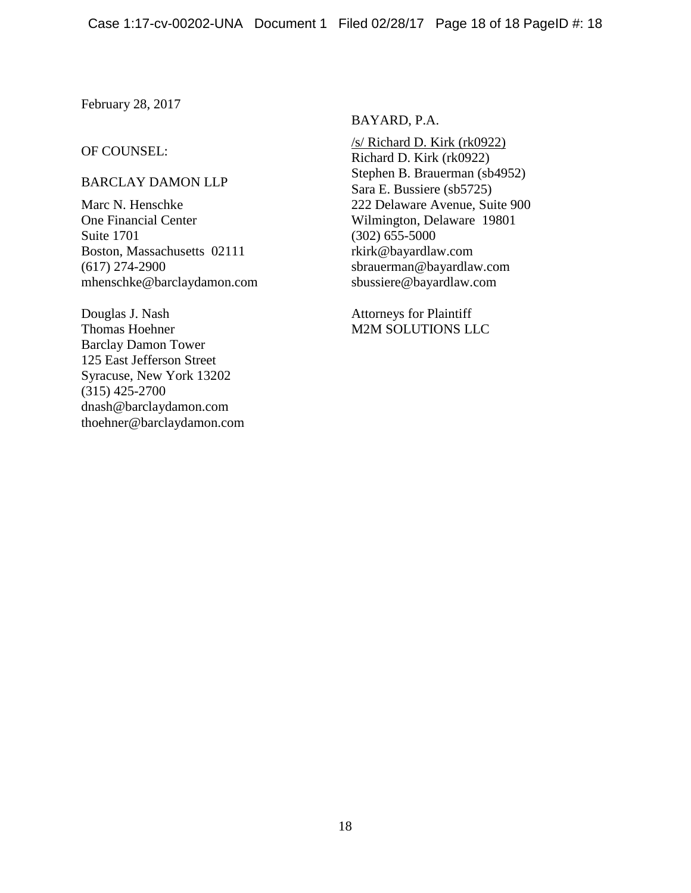February 28, 2017

BAYARD, P.A.

/s/ Richard D. Kirk (rk0922)  
Richard D. Kirk (rk0922)  
Stephen B. Brauerman (sb4952)  
Sara E. Bussiere (sb5725)  
222 Delaware Avenue, Suite 900  
Wilmington, Delaware 19801  
(302) 655-5000  
rkirk@bayardlaw.com  
sbrauerman@bayardlaw.com  
sbussiere@bayardlaw.com

Attorneys for Plaintiff  
M2M SOLUTIONS LLC

OF COUNSEL:

BARCLAY DAMON LLP

Marc N. Henschke  
One Financial Center  
Suite 1701  
Boston, Massachusetts 02111  
(617) 274-2900  
mhenschke@barclaydamon.com

Douglas J. Nash  
Thomas Hoehner  
Barclay Damon Tower  
125 East Jefferson Street  
Syracuse, New York 13202  
(315) 425-2700  
dnash@barclaydamon.com  
thoehner@barclaydamon.com